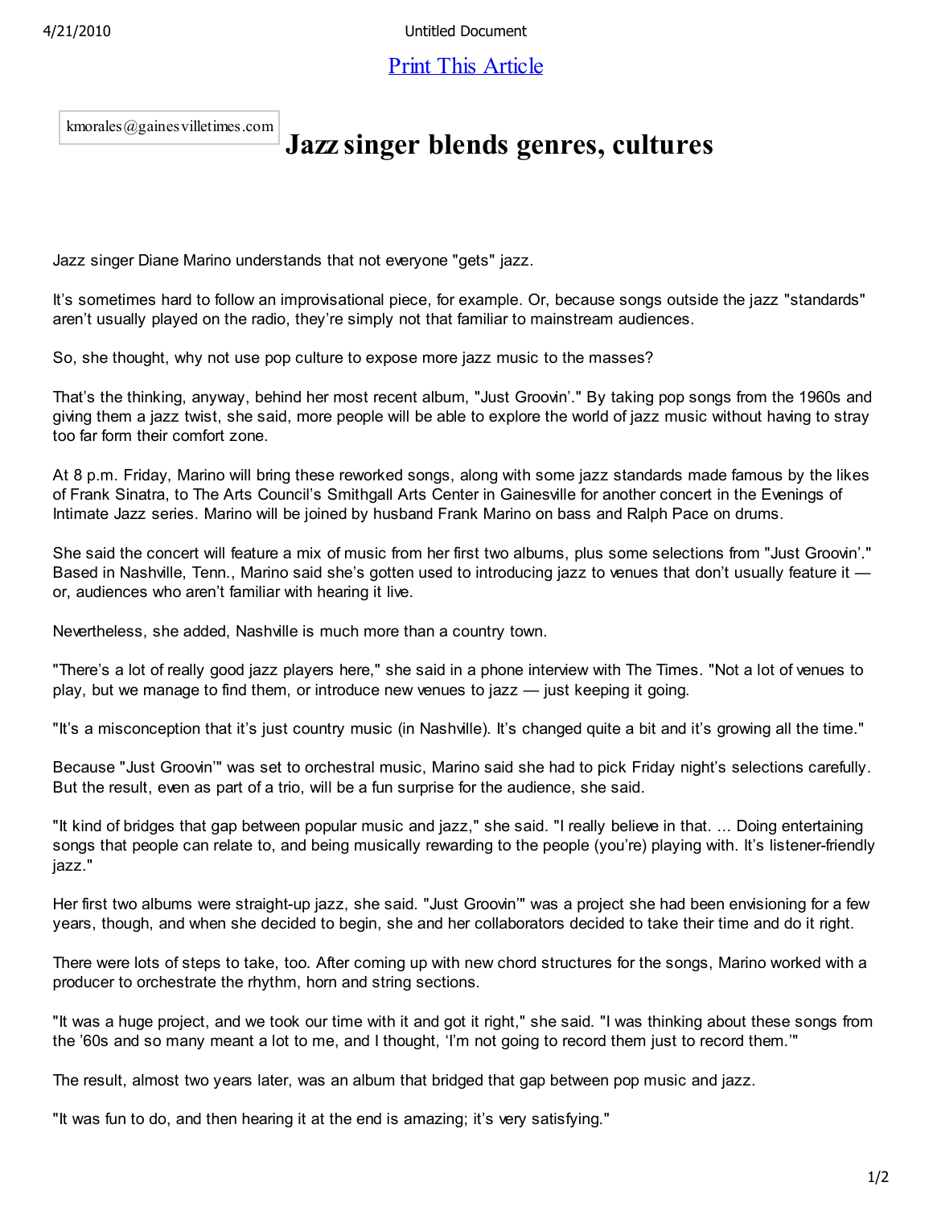kmorales@gainesvilletimes.com

# Jazz singer blends genres, cultures

Jazz singer Diane Marino understands that not everyone "gets" jazz.

It's sometimes hard to follow an improvisational piece, for example. Or, because songs outside the jazz "standards" aren't usually played on the radio, they're simply not that familiar to mainstream audiences.

So, she thought, why not use pop culture to expose more jazz music to the masses?

That's the thinking, anyway, behind her most recent album, "Just Groovin'." By taking pop songs from the 1960s and giving them a jazz twist, she said, more people will be able to explore the world of jazz music without having to stray too far form their comfort zone.

At 8 p.m. Friday, Marino will bring these reworked songs, along with some jazz standards made famous by the likes of Frank Sinatra, to The Arts Council's Smithgall Arts Center in Gainesville for another concert in the Evenings of Intimate Jazz series. Marino will be joined by husband Frank Marino on bass and Ralph Pace on drums.

She said the concert will feature a mix of music from her first two albums, plus some selections from "Just Groovin'." Based in Nashville, Tenn., Marino said she's gotten used to introducing jazz to venues that don't usually feature it — or, audiences who aren't familiar with hearing it live.

Nevertheless, she added, Nashville is much more than a country town.

"There's a lot of really good jazz players here," she said in a phone interview with The Times. "Not a lot of venues to play, but we manage to find them, or introduce new venues to jazz — just keeping it going.

"It's a misconception that it's just country music (in Nashville). It's changed quite a bit and it's growing all the time."

Because "Just Groovin'" was set to orchestral music, Marino said she had to pick Friday night's selections carefully. But the result, even as part of a trio, will be a fun surprise for the audience, she said.

"It kind of bridges that gap between popular music and jazz," she said. "I really believe in that. ... Doing entertaining songs that people can relate to, and being musically rewarding to the people (you're) playing with. It's listener-friendly jazz."

Her first two albums were straight-up jazz, she said. "Just Groovin'" was a project she had been envisioning for a few years, though, and when she decided to begin, she and her collaborators decided to take their time and do it right.

There were lots of steps to take, too. After coming up with new chord structures for the songs, Marino worked with a producer to orchestrate the rhythm, horn and string sections.

"It was a huge project, and we took our time with it and got it right," she said. "I was thinking about these songs from the '60s and so many meant a lot to me, and I thought, 'I'm not going to record them just to record them.'"

The result, almost two years later, was an album that bridged that gap between pop music and jazz.

"It was fun to do, and then hearing it at the end is amazing; it's very satisfying."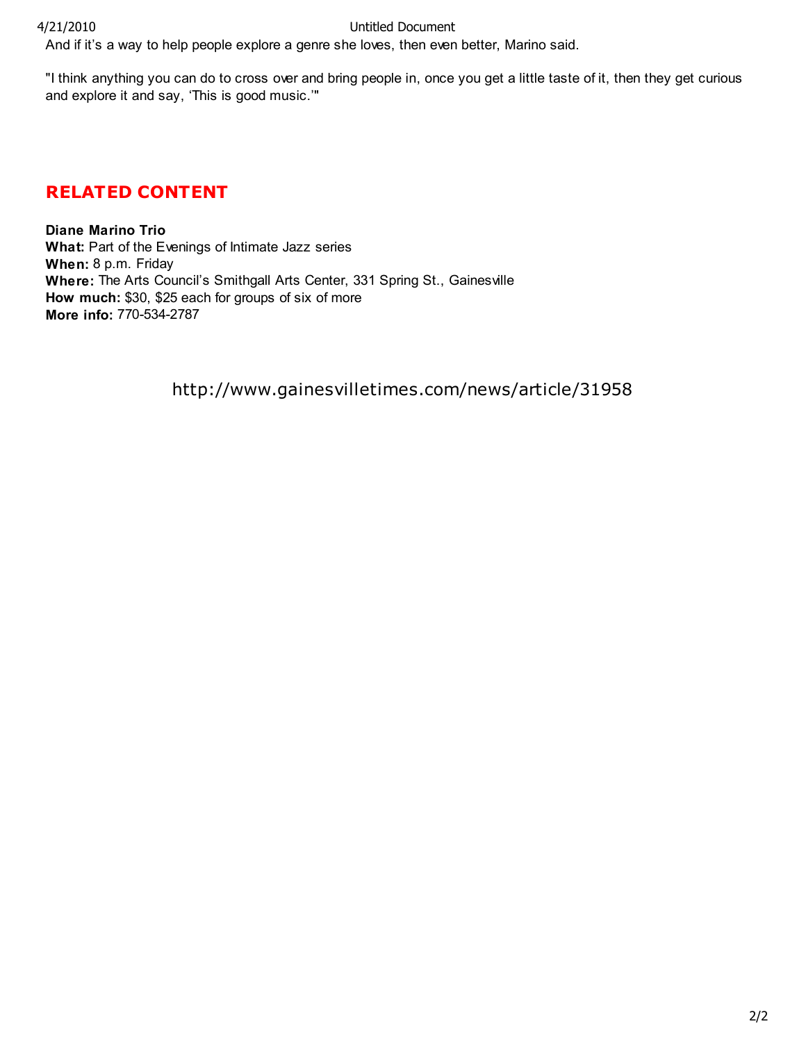And if it’s a way to help people explore a genre she loves, then even better, Marino said.

"I think anything you can do to cross over and bring people in, once you get a little taste of it, then they get curious and explore it and say, ‘This is good music.’"

## RELATED CONTENT

**Diane Marino Trio**
**What:** Part of the Evenings of Intimate Jazz series
**When:** 8 p.m. Friday
**Where:** The Arts Council’s Smithgall Arts Center, 331 Spring St., Gainesville
**How much:** $30, $25 each for groups of six of more
**More info:** 770-534-2787

http://www.gainesvilletimes.com/news/article/31958